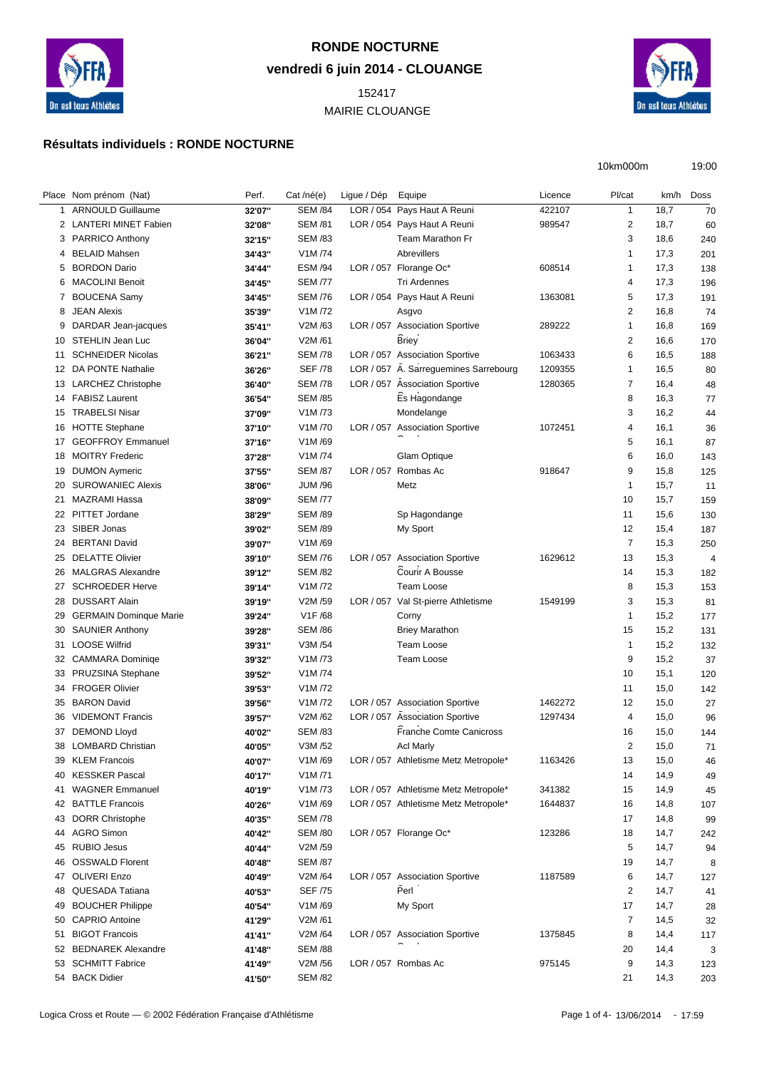# RONDE NOCTURNE

**vendredi 6 juin 2014 - CLOUANGE**

152417

MAIRIE CLOUANGE

## Résultats individuels : RONDE NOCTURNE

10km000m 19:00

| Place | Nom prénom (Nat) | Perf. | Cat /né(e) | Ligue / Dép | Equipe | Licence | Pl/cat | km/h | Doss |
|---|---|---|---|---|---|---|---|---|---|
| 1 | ARNOULD Guillaume | 32'07'' | SEM /84 | LOR / 054 | Pays Haut A Reuni | 422107 | 1 | 18,7 | 70 |
| 2 | LANTERI MINET Fabien | 32'08'' | SEM /81 | LOR / 054 | Pays Haut A Reuni | 989547 | 2 | 18,7 | 60 |
| 3 | PARRICO Anthony | 32'15'' | SEM /83 | | Team Marathon Fr | | 3 | 18,6 | 240 |
| 4 | BELAID Mahsen | 34'43'' | V1M /74 | | Abrevillers | | 1 | 17,3 | 201 |
| 5 | BORDON Dario | 34'44'' | ESM /94 | LOR / 057 | Florange Oc* | 608514 | 1 | 17,3 | 138 |
| 6 | MACOLINI Benoit | 34'45'' | SEM /77 | | Tri Ardennes | | 4 | 17,3 | 196 |
| 7 | BOUCENA Samy | 34'45'' | SEM /76 | LOR / 054 | Pays Haut A Reuni | 1363081 | 5 | 17,3 | 191 |
| 8 | JEAN Alexis | 35'39'' | V1M /72 | | Asgvo | | 2 | 16,8 | 74 |
| 9 | DARDAR Jean-jacques | 35'41'' | V2M /63 | LOR / 057 | Association Sportive | 289222 | 1 | 16,8 | 169 |
| 10 | STEHLIN Jean Luc | 36'04'' | V2M /61 | | Briey | | 2 | 16,6 | 170 |
| 11 | SCHNEIDER Nicolas | 36'21'' | SEM /78 | LOR / 057 | Association Sportive | 1063433 | 6 | 16,5 | 188 |
| 12 | DA PONTE Nathalie | 36'26'' | SEF /78 | LOR / 057 | A. Sarreguemines Sarrebourg | 1209355 | 1 | 16,5 | 80 |
| 13 | LARCHEZ Christophe | 36'40'' | SEM /78 | LOR / 057 | Association Sportive | 1280365 | 7 | 16,4 | 48 |
| 14 | FABISZ Laurent | 36'54'' | SEM /85 | | Es Hagondange | | 8 | 16,3 | 77 |
| 15 | TRABELSI Nisar | 37'09'' | V1M /73 | | Mondelange | | 3 | 16,2 | 44 |
| 16 | HOTTE Stephane | 37'10'' | V1M /70 | LOR / 057 | Association Sportive | 1072451 | 4 | 16,1 | 36 |
| 17 | GEOFFROY Emmanuel | 37'16'' | V1M /69 | | | | 5 | 16,1 | 87 |
| 18 | MOITRY Frederic | 37'28'' | V1M /74 | | Glam Optique | | 6 | 16,0 | 143 |
| 19 | DUMON Aymeric | 37'55'' | SEM /87 | LOR / 057 | Rombas Ac | 918647 | 9 | 15,8 | 125 |
| 20 | SUROWANIEC Alexis | 38'06'' | JUM /96 | | Metz | | 1 | 15,7 | 11 |
| 21 | MAZRAMI Hassa | 38'09'' | SEM /77 | | | | 10 | 15,7 | 159 |
| 22 | PITTET Jordane | 38'29'' | SEM /89 | | Sp Hagondange | | 11 | 15,6 | 130 |
| 23 | SIBER Jonas | 39'02'' | SEM /89 | | My Sport | | 12 | 15,4 | 187 |
| 24 | BERTANI David | 39'07'' | V1M /69 | | | | 7 | 15,3 | 250 |
| 25 | DELATTE Olivier | 39'10'' | SEM /76 | LOR / 057 | Association Sportive | 1629612 | 13 | 15,3 | 4 |
| 26 | MALGRAS Alexandre | 39'12'' | SEM /82 | | Courir A Bousse | | 14 | 15,3 | 182 |
| 27 | SCHROEDER Herve | 39'14'' | V1M /72 | | Team Loose | | 8 | 15,3 | 153 |
| 28 | DUSSART Alain | 39'19'' | V2M /59 | LOR / 057 | Val St-pierre Athletisme | 1549199 | 3 | 15,3 | 81 |
| 29 | GERMAIN Dominque Marie | 39'24'' | V1F /68 | | Corny | | 1 | 15,2 | 177 |
| 30 | SAUNIER Anthony | 39'28'' | SEM /86 | | Briey Marathon | | 15 | 15,2 | 131 |
| 31 | LOOSE Wilfrid | 39'31'' | V3M /54 | | Team Loose | | 1 | 15,2 | 132 |
| 32 | CAMMARA Dominiqe | 39'32'' | V1M /73 | | Team Loose | | 9 | 15,2 | 37 |
| 33 | PRUZSINA Stephane | 39'52'' | V1M /74 | | | | 10 | 15,1 | 120 |
| 34 | FROGER Olivier | 39'53'' | V1M /72 | | | | 11 | 15,0 | 142 |
| 35 | BARON David | 39'56'' | V1M /72 | LOR / 057 | Association Sportive | 1462272 | 12 | 15,0 | 27 |
| 36 | VIDEMONT Francis | 39'57'' | V2M /62 | LOR / 057 | Association Sportive | 1297434 | 4 | 15,0 | 96 |
| 37 | DEMOND Lloyd | 40'02'' | SEM /83 | | Franche Comte Canicross | | 16 | 15,0 | 144 |
| 38 | LOMBARD Christian | 40'05'' | V3M /52 | | Acl Marly | | 2 | 15,0 | 71 |
| 39 | KLEM Francois | 40'07'' | V1M /69 | LOR / 057 | Athletisme Metz Metropole* | 1163426 | 13 | 15,0 | 46 |
| 40 | KESSKER Pascal | 40'17'' | V1M /71 | | | | 14 | 14,9 | 49 |
| 41 | WAGNER Emmanuel | 40'19'' | V1M /73 | LOR / 057 | Athletisme Metz Metropole* | 341382 | 15 | 14,9 | 45 |
| 42 | BATTLE Francois | 40'26'' | V1M /69 | LOR / 057 | Athletisme Metz Metropole* | 1644837 | 16 | 14,8 | 107 |
| 43 | DORR Christophe | 40'35'' | SEM /78 | | | | 17 | 14,8 | 99 |
| 44 | AGRO Simon | 40'42'' | SEM /80 | LOR / 057 | Florange Oc* | 123286 | 18 | 14,7 | 242 |
| 45 | RUBIO Jesus | 40'44'' | V2M /59 | | | | 5 | 14,7 | 94 |
| 46 | OSSWALD Florent | 40'48'' | SEM /87 | | | | 19 | 14,7 | 8 |
| 47 | OLIVERI Enzo | 40'49'' | V2M /64 | LOR / 057 | Association Sportive | 1187589 | 6 | 14,7 | 127 |
| 48 | QUESADA Tatiana | 40'53'' | SEF /75 | | Perl | | 2 | 14,7 | 41 |
| 49 | BOUCHER Philippe | 40'54'' | V1M /69 | | My Sport | | 17 | 14,7 | 28 |
| 50 | CAPRIO Antoine | 41'29'' | V2M /61 | | | | 7 | 14,5 | 32 |
| 51 | BIGOT Francois | 41'41'' | V2M /64 | LOR / 057 | Association Sportive | 1375845 | 8 | 14,4 | 117 |
| 52 | BEDNAREK Alexandre | 41'48'' | SEM /88 | | | | 20 | 14,4 | 3 |
| 53 | SCHMITT Fabrice | 41'49'' | V2M /56 | LOR / 057 | Rombas Ac | 975145 | 9 | 14,3 | 123 |
| 54 | BACK Didier | 41'50'' | SEM /82 | | | | 21 | 14,3 | 203 |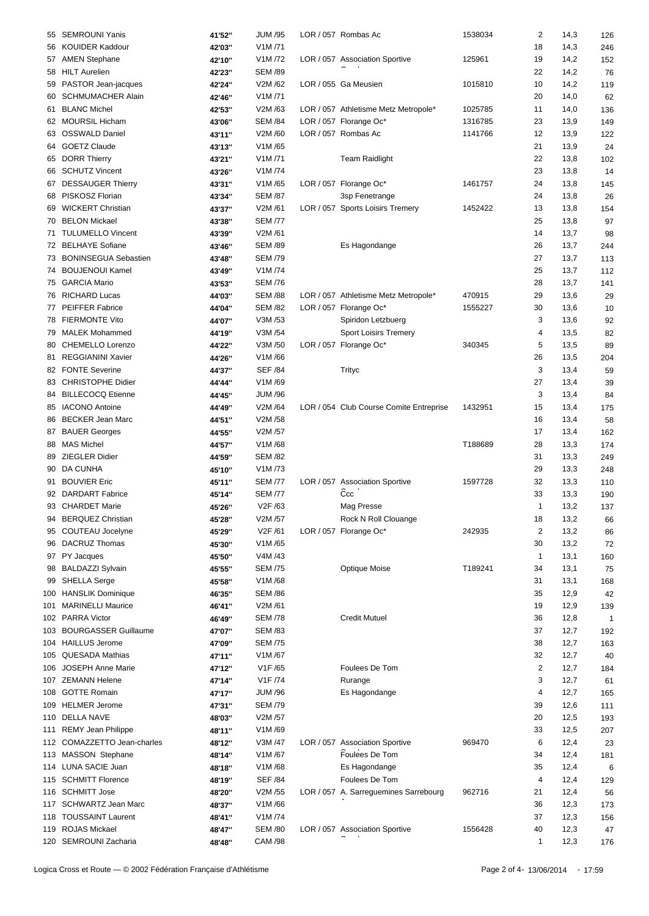| | | | | | | | | |
|---|---|---|---|---|---|---|---|---|
| 55 | SEMROUNI Yanis | 41'52'' | JUM /95 | LOR / 057 | Rombas Ac | 1538034 | 2 | 14,3 | 126 |
| 56 | KOUIDER Kaddour | 42'03'' | V1M /71 | | | | 18 | 14,3 | 246 |
| 57 | AMEN Stephane | 42'10'' | V1M /72 | LOR / 057 | Association Sportive | 125961 | 19 | 14,2 | 152 |
| 58 | HILT Aurelien | 42'23'' | SEM /89 | | | | 22 | 14,2 | 76 |
| 59 | PASTOR Jean-jacques | 42'24'' | V2M /62 | LOR / 055 | Ga Meusien | 1015810 | 10 | 14,2 | 119 |
| 60 | SCHMUMACHER Alain | 42'46'' | V1M /71 | | | | 20 | 14,0 | 62 |
| 61 | BLANC Michel | 42'53'' | V2M /63 | LOR / 057 | Athletisme Metz Metropole* | 1025785 | 11 | 14,0 | 136 |
| 62 | MOURSIL Hicham | 43'06'' | SEM /84 | LOR / 057 | Florange Oc* | 1316785 | 23 | 13,9 | 149 |
| 63 | OSSWALD Daniel | 43'11'' | V2M /60 | LOR / 057 | Rombas Ac | 1141766 | 12 | 13,9 | 122 |
| 64 | GOETZ Claude | 43'13'' | V1M /65 | | | | 21 | 13,9 | 24 |
| 65 | DORR Thierry | 43'21'' | V1M /71 | | Team Raidlight | | 22 | 13,8 | 102 |
| 66 | SCHUTZ Vincent | 43'26'' | V1M /74 | | | | 23 | 13,8 | 14 |
| 67 | DESSAUGER Thierry | 43'31'' | V1M /65 | LOR / 057 | Florange Oc* | 1461757 | 24 | 13,8 | 145 |
| 68 | PISKOSZ Florian | 43'34'' | SEM /87 | | 3sp Fenetrange | | 24 | 13,8 | 26 |
| 69 | WICKERT Christian | 43'37'' | V2M /61 | LOR / 057 | Sports Loisirs Tremery | 1452422 | 13 | 13,8 | 154 |
| 70 | BELON Mickael | 43'38'' | SEM /77 | | | | 25 | 13,8 | 97 |
| 71 | TULUMELLO Vincent | 43'39'' | V2M /61 | | | | 14 | 13,7 | 98 |
| 72 | BELHAYE Sofiane | 43'46'' | SEM /89 | | Es Hagondange | | 26 | 13,7 | 244 |
| 73 | BONINSEGUA Sebastien | 43'48'' | SEM /79 | | | | 27 | 13,7 | 113 |
| 74 | BOUJENOUI Kamel | 43'49'' | V1M /74 | | | | 25 | 13,7 | 112 |
| 75 | GARCIA Mario | 43'53'' | SEM /76 | | | | 28 | 13,7 | 141 |
| 76 | RICHARD Lucas | 44'03'' | SEM /88 | LOR / 057 | Athletisme Metz Metropole* | 470915 | 29 | 13,6 | 29 |
| 77 | PEIFFER Fabrice | 44'04'' | SEM /82 | LOR / 057 | Florange Oc* | 1555227 | 30 | 13,6 | 10 |
| 78 | FIERMONTE Vito | 44'07'' | V3M /53 | | Spiridon Letzbuerg | | 3 | 13,6 | 92 |
| 79 | MALEK Mohammed | 44'19'' | V3M /54 | | Sport Loisirs Tremery | | 4 | 13,5 | 82 |
| 80 | CHEMELLO Lorenzo | 44'22'' | V3M /50 | LOR / 057 | Florange Oc* | 340345 | 5 | 13,5 | 89 |
| 81 | REGGIANINI Xavier | 44'26'' | V1M /66 | | | | 26 | 13,5 | 204 |
| 82 | FONTE Severine | 44'37'' | SEF /84 | | Trityc | | 3 | 13,4 | 59 |
| 83 | CHRISTOPHE Didier | 44'44'' | V1M /69 | | | | 27 | 13,4 | 39 |
| 84 | BILLECOCQ Etienne | 44'45'' | JUM /96 | | | | 3 | 13,4 | 84 |
| 85 | IACONO Antoine | 44'49'' | V2M /64 | LOR / 054 | Club Course Comite Entreprise | 1432951 | 15 | 13,4 | 175 |
| 86 | BECKER Jean Marc | 44'51'' | V2M /58 | | | | 16 | 13,4 | 58 |
| 87 | BAUER Georges | 44'55'' | V2M /57 | | | | 17 | 13,4 | 162 |
| 88 | MAS Michel | 44'57'' | V1M /68 | | | T188689 | 28 | 13,3 | 174 |
| 89 | ZIEGLER Didier | 44'59'' | SEM /82 | | | | 31 | 13,3 | 249 |
| 90 | DA CUNHA | 45'10'' | V1M /73 | | | | 29 | 13,3 | 248 |
| 91 | BOUVIER Eric | 45'11'' | SEM /77 | LOR / 057 | Association Sportive | 1597728 | 32 | 13,3 | 110 |
| 92 | DARDART Fabrice | 45'14'' | SEM /77 | | Ccc | | 33 | 13,3 | 190 |
| 93 | CHARDET Marie | 45'26'' | V2F /63 | | Mag Presse | | 1 | 13,2 | 137 |
| 94 | BERQUEZ Christian | 45'28'' | V2M /57 | | Rock N Roll Clouange | | 18 | 13,2 | 66 |
| 95 | COUTEAU Jocelyne | 45'29'' | V2F /61 | LOR / 057 | Florange Oc* | 242935 | 2 | 13,2 | 86 |
| 96 | DACRUZ Thomas | 45'30'' | V1M /65 | | | | 30 | 13,2 | 72 |
| 97 | PY Jacques | 45'50'' | V4M /43 | | | | 1 | 13,1 | 160 |
| 98 | BALDAZZI Sylvain | 45'55'' | SEM /75 | | Optique Moise | T189241 | 34 | 13,1 | 75 |
| 99 | SHELLA Serge | 45'58'' | V1M /68 | | | | 31 | 13,1 | 168 |
| 100 | HANSLIK Dominique | 46'35'' | SEM /86 | | | | 35 | 12,9 | 42 |
| 101 | MARINELLI Maurice | 46'41'' | V2M /61 | | | | 19 | 12,9 | 139 |
| 102 | PARRA Victor | 46'49'' | SEM /78 | | Credit Mutuel | | 36 | 12,8 | 1 |
| 103 | BOURGASSER Guillaume | 47'07'' | SEM /83 | | | | 37 | 12,7 | 192 |
| 104 | HAILLUS Jerome | 47'09'' | SEM /75 | | | | 38 | 12,7 | 163 |
| 105 | QUESADA Mathias | 47'11'' | V1M /67 | | | | 32 | 12,7 | 40 |
| 106 | JOSEPH Anne Marie | 47'12'' | V1F /65 | | Foulees De Tom | | 2 | 12,7 | 184 |
| 107 | ZEMANN Helene | 47'14'' | V1F /74 | | Rurange | | 3 | 12,7 | 61 |
| 108 | GOTTE Romain | 47'17'' | JUM /96 | | Es Hagondange | | 4 | 12,7 | 165 |
| 109 | HELMER Jerome | 47'31'' | SEM /79 | | | | 39 | 12,6 | 111 |
| 110 | DELLA NAVE | 48'03'' | V2M /57 | | | | 20 | 12,5 | 193 |
| 111 | REMY Jean Philippe | 48'11'' | V1M /69 | | | | 33 | 12,5 | 207 |
| 112 | COMAZZETTO Jean-charles | 48'12'' | V3M /47 | LOR / 057 | Association Sportive | 969470 | 6 | 12,4 | 23 |
| 113 | MASSON Stephane | 48'14'' | V1M /67 | | Foulees De Tom | | 34 | 12,4 | 181 |
| 114 | LUNA SACIE Juan | 48'18'' | V1M /68 | | Es Hagondange | | 35 | 12,4 | 6 |
| 115 | SCHMITT Florence | 48'19'' | SEF /84 | | Foulees De Tom | | 4 | 12,4 | 129 |
| 116 | SCHMITT Jose | 48'20'' | V2M /55 | LOR / 057 | A. Sarreguemines Sarrebourg | 962716 | 21 | 12,4 | 56 |
| 117 | SCHWARTZ Jean Marc | 48'37'' | V1M /66 | | | | 36 | 12,3 | 173 |
| 118 | TOUSSAINT Laurent | 48'41'' | V1M /74 | | | | 37 | 12,3 | 156 |
| 119 | ROJAS Mickael | 48'47'' | SEM /80 | LOR / 057 | Association Sportive | 1556428 | 40 | 12,3 | 47 |
| 120 | SEMROUNI Zacharia | 48'48'' | CAM /98 | | | | 1 | 12,3 | 176 |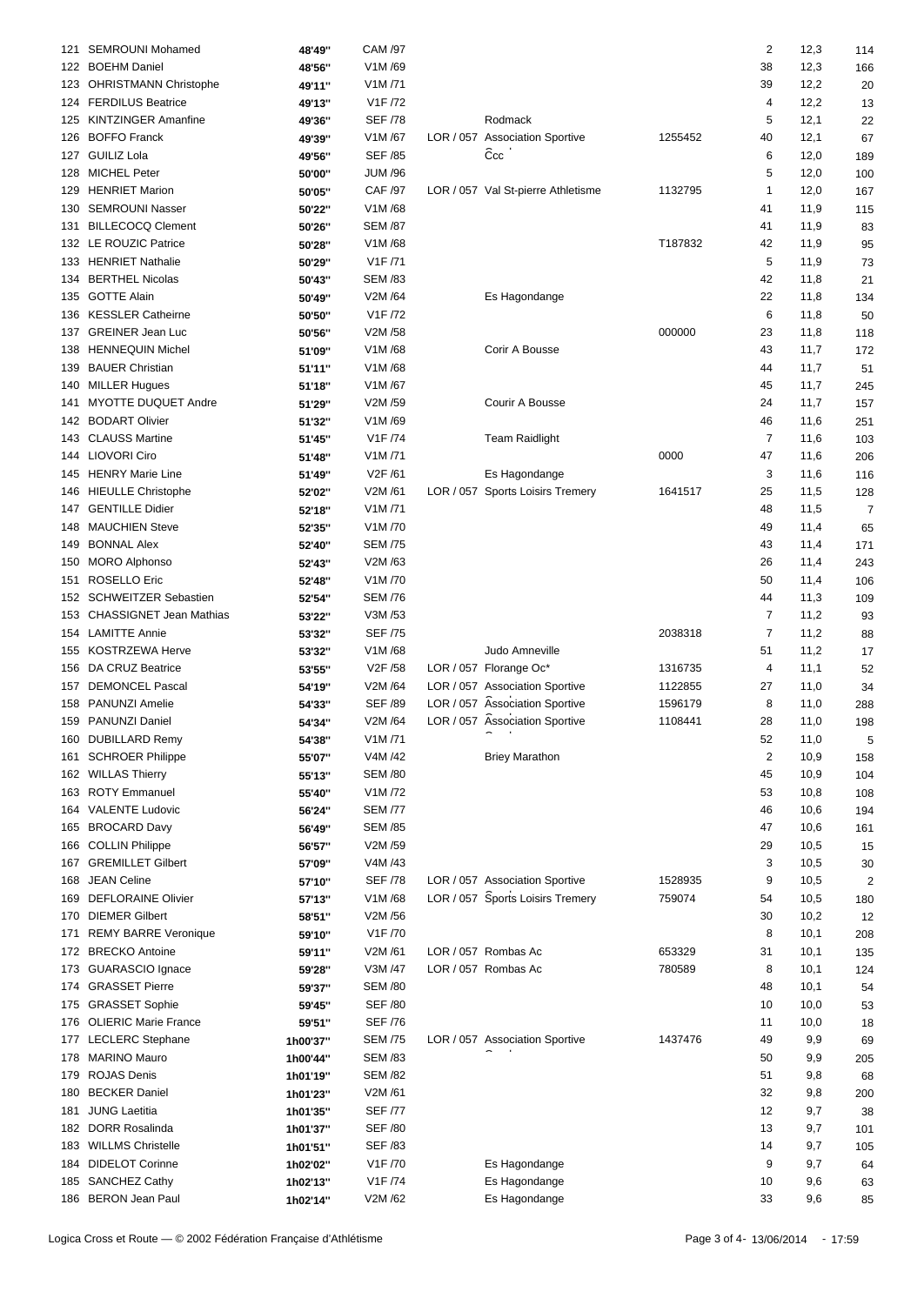| | | | | | | | | |
|---|---|---|---|---|---|---|---|---|
| 121 | SEMROUNI Mohamed | 48'49'' | CAM /97 | | | 2 | 12,3 | 114 |
| 122 | BOEHM Daniel | 48'56'' | V1M /69 | | | 38 | 12,3 | 166 |
| 123 | OHRISTMANN Christophe | 49'11'' | V1M /71 | | | 39 | 12,2 | 20 |
| 124 | FERDILUS Beatrice | 49'13'' | V1F /72 | | | 4 | 12,2 | 13 |
| 125 | KINTZINGER Amanfine | 49'36'' | SEF /78 | Rodmack | | 5 | 12,1 | 22 |
| 126 | BOFFO Franck | 49'39'' | V1M /67 | LOR / 057 Association Sportive | 1255452 | 40 | 12,1 | 67 |
| 127 | GUILIZ Lola | 49'56'' | SEF /85 | Ĉcc | | 6 | 12,0 | 189 |
| 128 | MICHEL Peter | 50'00'' | JUM /96 | | | 5 | 12,0 | 100 |
| 129 | HENRIET Marion | 50'05'' | CAF /97 | LOR / 057 Val St-pierre Athletisme | 1132795 | 1 | 12,0 | 167 |
| 130 | SEMROUNI Nasser | 50'22'' | V1M /68 | | | 41 | 11,9 | 115 |
| 131 | BILLECOCQ Clement | 50'26'' | SEM /87 | | | 41 | 11,9 | 83 |
| 132 | LE ROUZIC Patrice | 50'28'' | V1M /68 | | T187832 | 42 | 11,9 | 95 |
| 133 | HENRIET Nathalie | 50'29'' | V1F /71 | | | 5 | 11,9 | 73 |
| 134 | BERTHEL Nicolas | 50'43'' | SEM /83 | | | 42 | 11,8 | 21 |
| 135 | GOTTE Alain | 50'49'' | V2M /64 | Es Hagondange | | 22 | 11,8 | 134 |
| 136 | KESSLER Catheirne | 50'50'' | V1F /72 | | | 6 | 11,8 | 50 |
| 137 | GREINER Jean Luc | 50'56'' | V2M /58 | | 000000 | 23 | 11,8 | 118 |
| 138 | HENNEQUIN Michel | 51'09'' | V1M /68 | Corir A Bousse | | 43 | 11,7 | 172 |
| 139 | BAUER Christian | 51'11'' | V1M /68 | | | 44 | 11,7 | 51 |
| 140 | MILLER Hugues | 51'18'' | V1M /67 | | | 45 | 11,7 | 245 |
| 141 | MYOTTE DUQUET Andre | 51'29'' | V2M /59 | Courir A Bousse | | 24 | 11,7 | 157 |
| 142 | BODART Olivier | 51'32'' | V1M /69 | | | 46 | 11,6 | 251 |
| 143 | CLAUSS Martine | 51'45'' | V1F /74 | Team Raidlight | | 7 | 11,6 | 103 |
| 144 | LIOVORI Ciro | 51'48'' | V1M /71 | | 0000 | 47 | 11,6 | 206 |
| 145 | HENRY Marie Line | 51'49'' | V2F /61 | Es Hagondange | | 3 | 11,6 | 116 |
| 146 | HIEULLE Christophe | 52'02'' | V2M /61 | LOR / 057 Sports Loisirs Tremery | 1641517 | 25 | 11,5 | 128 |
| 147 | GENTILLE Didier | 52'18'' | V1M /71 | | | 48 | 11,5 | 7 |
| 148 | MAUCHIEN Steve | 52'35'' | V1M /70 | | | 49 | 11,4 | 65 |
| 149 | BONNAL Alex | 52'40'' | SEM /75 | | | 43 | 11,4 | 171 |
| 150 | MORO Alphonso | 52'43'' | V2M /63 | | | 26 | 11,4 | 243 |
| 151 | ROSELLO Eric | 52'48'' | V1M /70 | | | 50 | 11,4 | 106 |
| 152 | SCHWEITZER Sebastien | 52'54'' | SEM /76 | | | 44 | 11,3 | 109 |
| 153 | CHASSIGNET Jean Mathias | 53'22'' | V3M /53 | | | 7 | 11,2 | 93 |
| 154 | LAMITTE Annie | 53'32'' | SEF /75 | | 2038318 | 7 | 11,2 | 88 |
| 155 | KOSTRZEWA Herve | 53'32'' | V1M /68 | Judo Amneville | | 51 | 11,2 | 17 |
| 156 | DA CRUZ Beatrice | 53'55'' | V2F /58 | LOR / 057 Florange Oc* | 1316735 | 4 | 11,1 | 52 |
| 157 | DEMONCEL Pascal | 54'19'' | V2M /64 | LOR / 057 Association Sportive | 1122855 | 27 | 11,0 | 34 |
| 158 | PANUNZI Amelie | 54'33'' | SEF /89 | LOR / 057 Association Sportive | 1596179 | 8 | 11,0 | 288 |
| 159 | PANUNZI Daniel | 54'34'' | V2M /64 | LOR / 057 Association Sportive | 1108441 | 28 | 11,0 | 198 |
| 160 | DUBILLARD Remy | 54'38'' | V1M /71 | | | 52 | 11,0 | 5 |
| 161 | SCHROER Philippe | 55'07'' | V4M /42 | Briey Marathon | | 2 | 10,9 | 158 |
| 162 | WILLAS Thierry | 55'13'' | SEM /80 | | | 45 | 10,9 | 104 |
| 163 | ROTY Emmanuel | 55'40'' | V1M /72 | | | 53 | 10,8 | 108 |
| 164 | VALENTE Ludovic | 56'24'' | SEM /77 | | | 46 | 10,6 | 194 |
| 165 | BROCARD Davy | 56'49'' | SEM /85 | | | 47 | 10,6 | 161 |
| 166 | COLLIN Philippe | 56'57'' | V2M /59 | | | 29 | 10,5 | 15 |
| 167 | GREMILLET Gilbert | 57'09'' | V4M /43 | | | 3 | 10,5 | 30 |
| 168 | JEAN Celine | 57'10'' | SEF /78 | LOR / 057 Association Sportive | 1528935 | 9 | 10,5 | 2 |
| 169 | DEFLORAINE Olivier | 57'13'' | V1M /68 | LOR / 057 Sports Loisirs Tremery | 759074 | 54 | 10,5 | 180 |
| 170 | DIEMER Gilbert | 58'51'' | V2M /56 | | | 30 | 10,2 | 12 |
| 171 | REMY BARRE Veronique | 59'10'' | V1F /70 | | | 8 | 10,1 | 208 |
| 172 | BRECKO Antoine | 59'11'' | V2M /61 | LOR / 057 Rombas Ac | 653329 | 31 | 10,1 | 135 |
| 173 | GUARASCIO Ignace | 59'28'' | V3M /47 | LOR / 057 Rombas Ac | 780589 | 8 | 10,1 | 124 |
| 174 | GRASSET Pierre | 59'37'' | SEM /80 | | | 48 | 10,1 | 54 |
| 175 | GRASSET Sophie | 59'45'' | SEF /80 | | | 10 | 10,0 | 53 |
| 176 | OLIERIC Marie France | 59'51'' | SEF /76 | | | 11 | 10,0 | 18 |
| 177 | LECLERC Stephane | 1h00'37'' | SEM /75 | LOR / 057 Association Sportive | 1437476 | 49 | 9,9 | 69 |
| 178 | MARINO Mauro | 1h00'44'' | SEM /83 | | | 50 | 9,9 | 205 |
| 179 | ROJAS Denis | 1h01'19'' | SEM /82 | | | 51 | 9,8 | 68 |
| 180 | BECKER Daniel | 1h01'23'' | V2M /61 | | | 32 | 9,8 | 200 |
| 181 | JUNG Laetitia | 1h01'35'' | SEF /77 | | | 12 | 9,7 | 38 |
| 182 | DORR Rosalinda | 1h01'37'' | SEF /80 | | | 13 | 9,7 | 101 |
| 183 | WILLMS Christelle | 1h01'51'' | SEF /83 | | | 14 | 9,7 | 105 |
| 184 | DIDELOT Corinne | 1h02'02'' | V1F /70 | Es Hagondange | | 9 | 9,7 | 64 |
| 185 | SANCHEZ Cathy | 1h02'13'' | V1F /74 | Es Hagondange | | 10 | 9,6 | 63 |
| 186 | BERON Jean Paul | 1h02'14'' | V2M /62 | Es Hagondange | | 33 | 9,6 | 85 |

Logica Cross et Route — © 2002 Fédération Française d'Athlétisme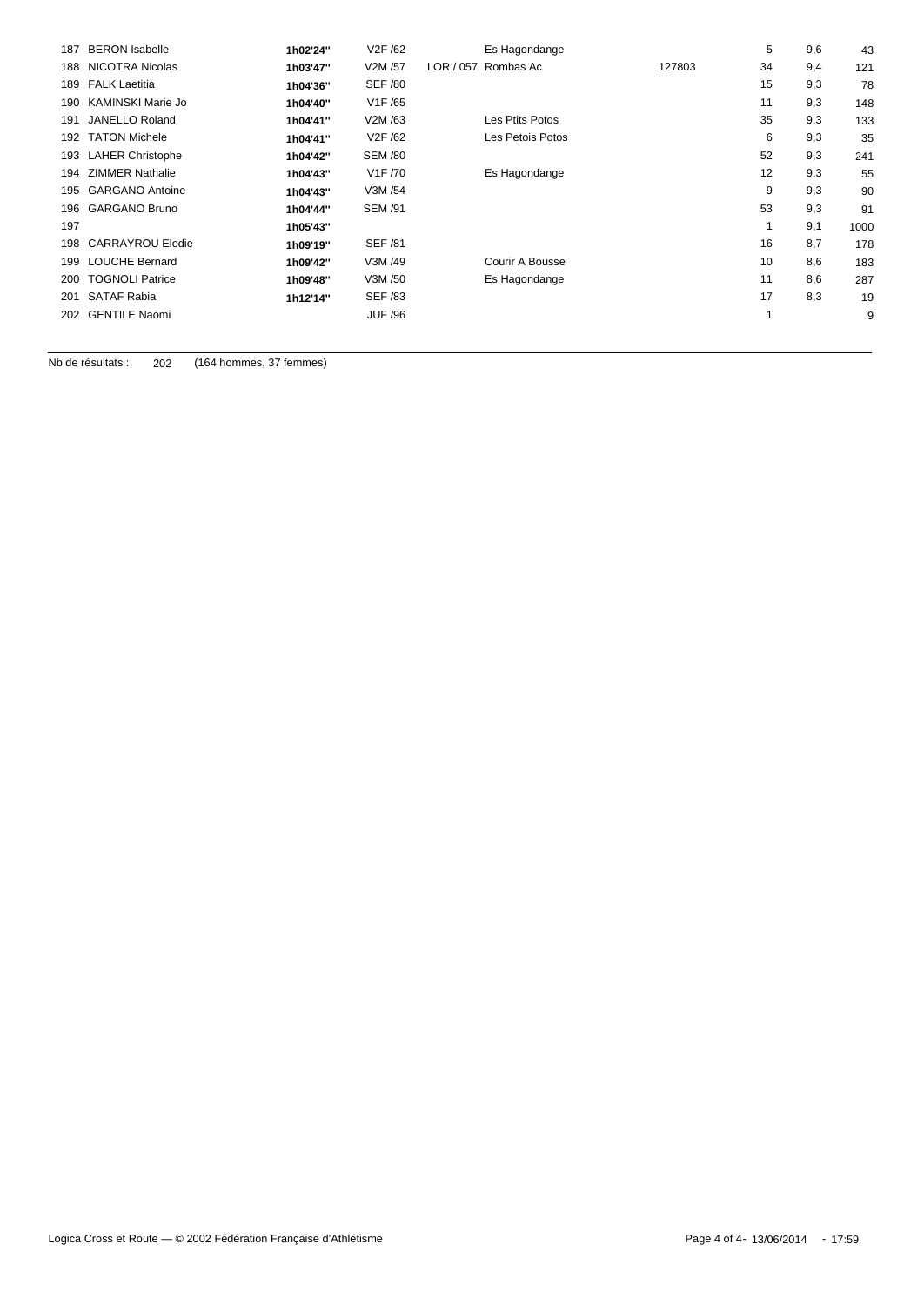| | | | | | | | | | |
|---|---|---|---|---|---|---|---|---|---|
| 187 | BERON Isabelle | 1h02'24'' | V2F /62 | | Es Hagondange | | 5 | 9,6 | 43 |
| 188 | NICOTRA Nicolas | 1h03'47'' | V2M /57 | LOR / 057 | Rombas Ac | 127803 | 34 | 9,4 | 121 |
| 189 | FALK Laetitia | 1h04'36'' | SEF /80 | | | | 15 | 9,3 | 78 |
| 190 | KAMINSKI Marie Jo | 1h04'40'' | V1F /65 | | | | 11 | 9,3 | 148 |
| 191 | JANELLO Roland | 1h04'41'' | V2M /63 | | Les Ptits Potos | | 35 | 9,3 | 133 |
| 192 | TATON Michele | 1h04'41'' | V2F /62 | | Les Petois Potos | | 6 | 9,3 | 35 |
| 193 | LAHER Christophe | 1h04'42'' | SEM /80 | | | | 52 | 9,3 | 241 |
| 194 | ZIMMER Nathalie | 1h04'43'' | V1F /70 | | Es Hagondange | | 12 | 9,3 | 55 |
| 195 | GARGANO Antoine | 1h04'43'' | V3M /54 | | | | 9 | 9,3 | 90 |
| 196 | GARGANO Bruno | 1h04'44'' | SEM /91 | | | | 53 | 9,3 | 91 |
| 197 | | 1h05'43'' | | | | | 1 | 9,1 | 1000 |
| 198 | CARRAYROU Elodie | 1h09'19'' | SEF /81 | | | | 16 | 8,7 | 178 |
| 199 | LOUCHE Bernard | 1h09'42'' | V3M /49 | | Courir A Bousse | | 10 | 8,6 | 183 |
| 200 | TOGNOLI Patrice | 1h09'48'' | V3M /50 | | Es Hagondange | | 11 | 8,6 | 287 |
| 201 | SATAF Rabia | 1h12'14'' | SEF /83 | | | | 17 | 8,3 | 19 |
| 202 | GENTILE Naomi | | JUF /96 | | | | 1 | | 9 |

Nb de résultats : 202 (164 hommes, 37 femmes)

Logica Cross et Route — © 2002 Fédération Française d'Athlétisme 13/06/2014 - 17:59